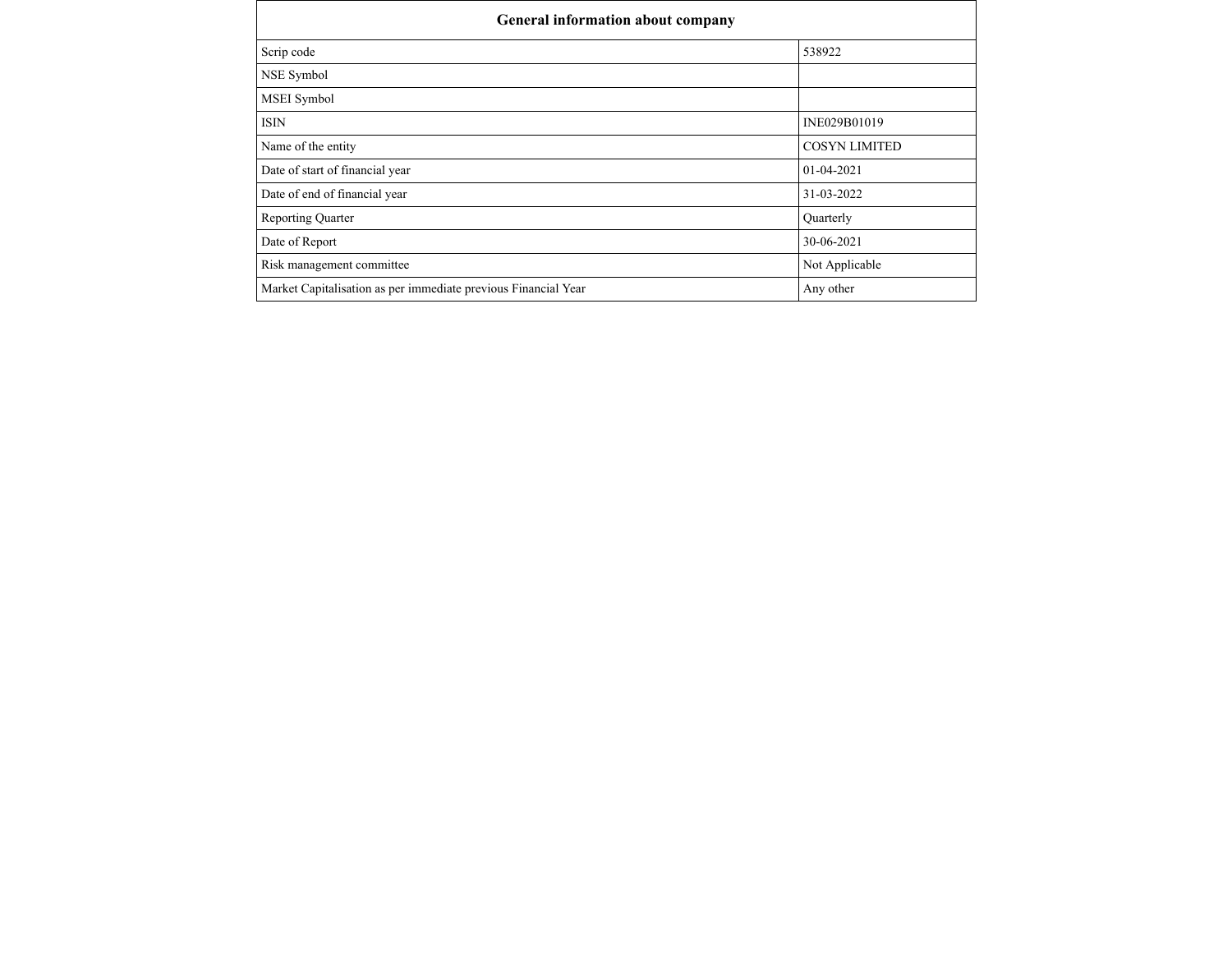| General information about company | |
|---|---|
| Scrip code | 538922 |
| NSE Symbol | |
| MSEI Symbol | |
| ISIN | INE029B01019 |
| Name of the entity | COSYN LIMITED |
| Date of start of financial year | 01-04-2021 |
| Date of end of financial year | 31-03-2022 |
| Reporting Quarter | Quarterly |
| Date of Report | 30-06-2021 |
| Risk management committee | Not Applicable |
| Market Capitalisation as per immediate previous Financial Year | Any other |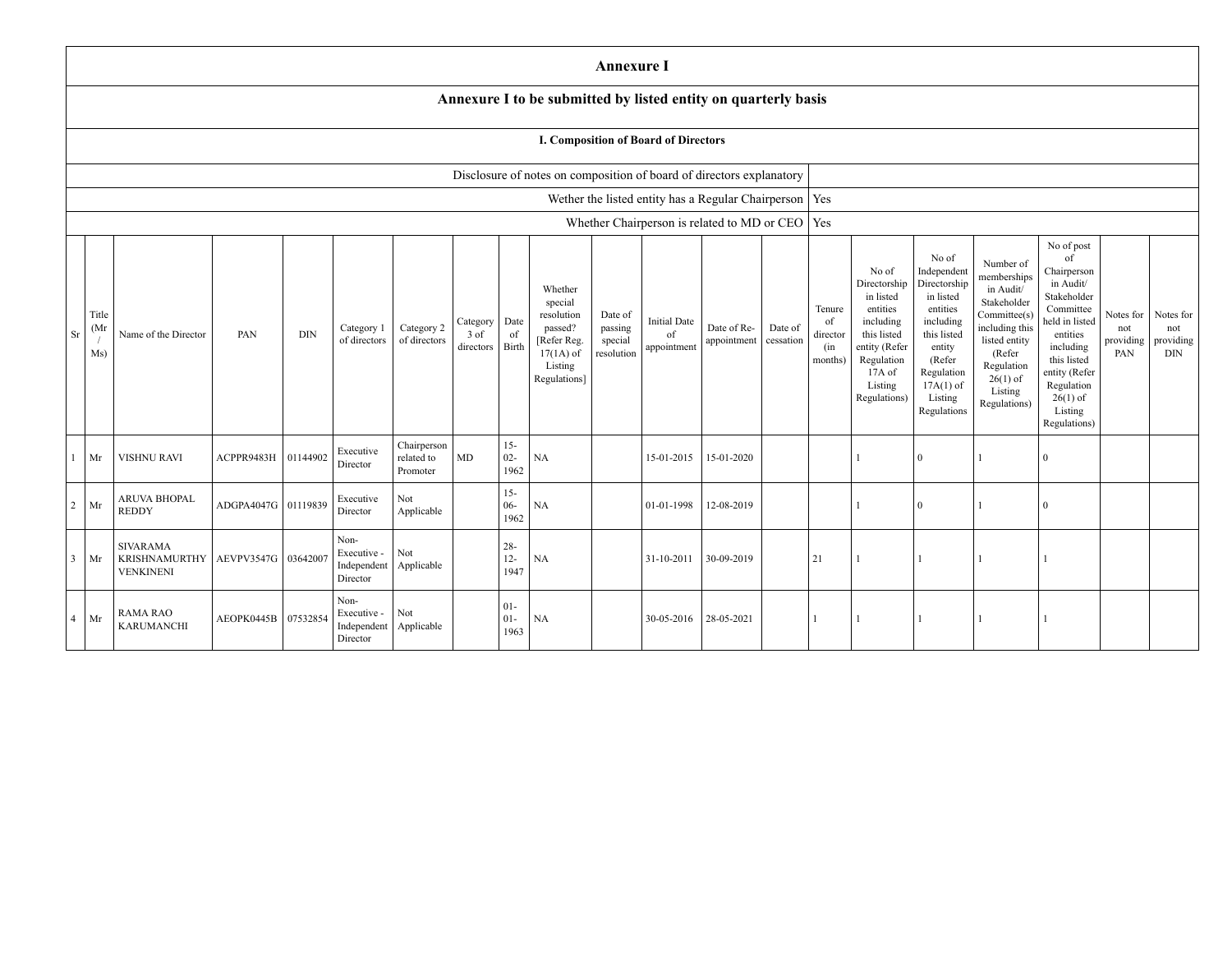# Annexure I

## Annexure I to be submitted by listed entity on quarterly basis

### I. Composition of Board of Directors

| | |
|---|---|
| Disclosure of notes on composition of board of directors explanatory | |
| Wether the listed entity has a Regular Chairperson | Yes |
| Whether Chairperson is related to MD or CEO | Yes |

| Sr | Title (Mr / Ms) | Name of the Director | PAN | DIN | Category 1 of directors | Category 2 of directors | Category 3 of directors | Date of Birth | Whether special resolution passed? [Refer Reg. 17(1A) of Listing Regulations] | Date of passing special resolution | Initial Date of appointment | Date of Re-appointment | Date of cessation | Tenure of director (in months) | No of Directorship in listed entities including this listed entity (Refer Regulation 17A of Listing Regulations) | No of Independent Directorship in listed entities including this listed entity (Refer Regulation 17A(1) of Listing Regulations | Number of memberships in Audit/ Stakeholder Committee(s) including this listed entity (Refer Regulation 26(1) of Listing Regulations) | No of post of Chairperson in Audit/ Stakeholder Committee held in listed entities including this listed entity (Refer Regulation 26(1) of Listing Regulations) | Notes for not providing PAN | Notes for not providing DIN |
|---|---|---|---|---|---|---|---|---|---|---|---|---|---|---|---|---|---|---|---|---|
| 1 | Mr | VISHNU RAVI | ACPPR9483H | 01144902 | Executive Director | Chairperson related to Promoter | MD | 15-02-1962 | NA | | 15-01-2015 | 15-01-2020 | | | 1 | 0 | 1 | 0 | | |
| 2 | Mr | ARUVA BHOPAL REDDY | ADGPA4047G | 01119839 | Executive Director | Not Applicable | | 15-06-1962 | NA | | 01-01-1998 | 12-08-2019 | | | 1 | 0 | 1 | 0 | | |
| 3 | Mr | SIVARAMA KRISHNAMURTHY VENKINENI | AEVPV3547G | 03642007 | Non-Executive - Independent Director | Not Applicable | | 28-12-1947 | NA | | 31-10-2011 | 30-09-2019 | | 21 | 1 | 1 | 1 | 1 | | |
| 4 | Mr | RAMA RAO KARUMANCHI | AEOPK0445B | 07532854 | Non-Executive - Independent Director | Not Applicable | | 01-01-1963 | NA | | 30-05-2016 | 28-05-2021 | | 1 | 1 | 1 | 1 | 1 | | |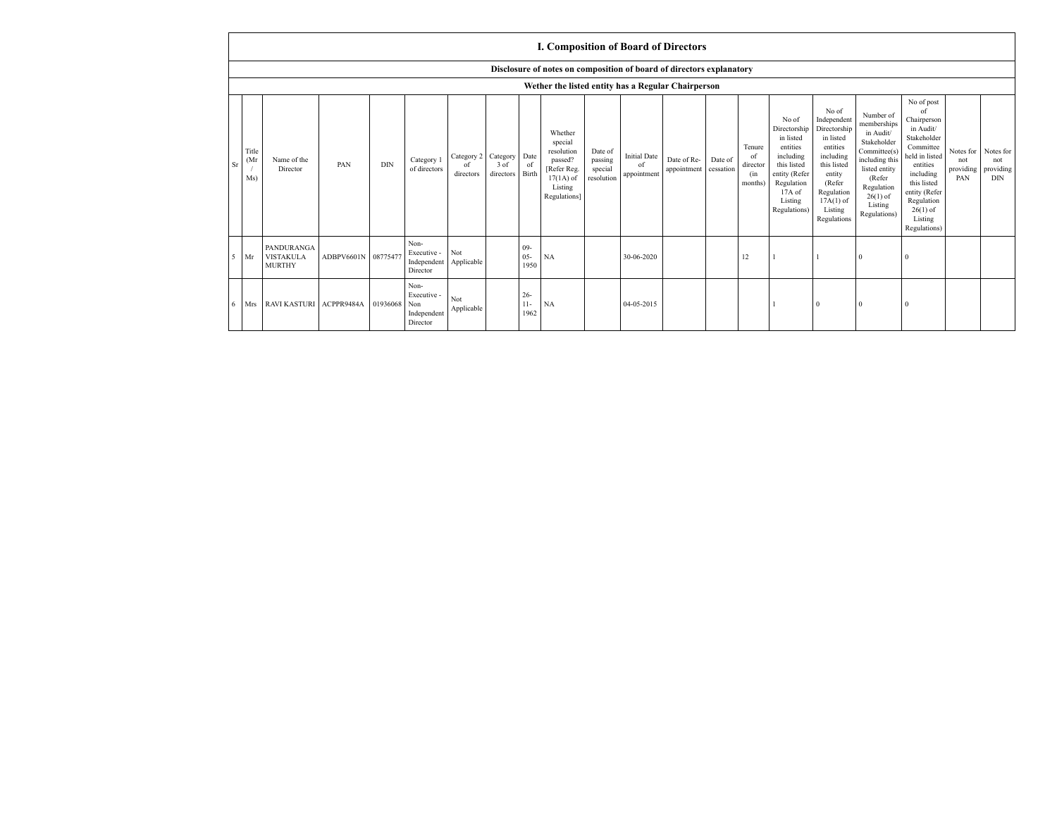| I. Composition of Board of Directors | | | | | | | | | | | | | | | | | | | | | |
|---|---|---|---|---|---|---|---|---|---|---|---|---|---|---|---|---|---|---|---|---|---|
| Disclosure of notes on composition of board of directors explanatory | | | | | | | | | | | | | | | | | | | | | |
| Wether the listed entity has a Regular Chairperson | | | | | | | | | | | | | | | | | | | | | |
| Sr | Title (Mr / Ms) | Name of the Director | PAN | DIN | Category 1 of directors | Category 2 of directors | Category 3 of directors | Date of Birth | Whether special resolution passed? [Refer Reg. 17(1A) of Listing Regulations] | Date of passing special resolution | Initial Date of appointment | Date of Re-appointment | Date of cessation | Tenure of director (in months) | No of Directorship in listed entities including this listed entity (Refer Regulation 17A of Listing Regulations) | No of Independent Directorship in listed entities including this listed entity (Refer Regulation 17A(1) of Listing Regulations | Number of memberships in Audit/ Stakeholder Committee(s) including this listed entity (Refer Regulation 26(1) of Listing Regulations) | No of post of Chairperson in Audit/ Stakeholder Committee held in listed entities including this listed entity (Refer Regulation 26(1) of Listing Regulations) | Notes for not providing PAN | Notes for not providing DIN |
| 5 | Mr | PANDURANGA VISTAKULA MURTHY | ADBPV6601N | 08775477 | Non-Executive - Independent Director | Not Applicable | | 09-05-1950 | NA | | 30-06-2020 | | | 12 | 1 | 1 | 0 | 0 | | |
| 6 | Mrs | RAVI KASTURI | ACPPR9484A | 01936068 | Non-Executive - Non Independent Director | Not Applicable | | 26-11-1962 | NA | | 04-05-2015 | | | | 1 | 0 | 0 | 0 | | |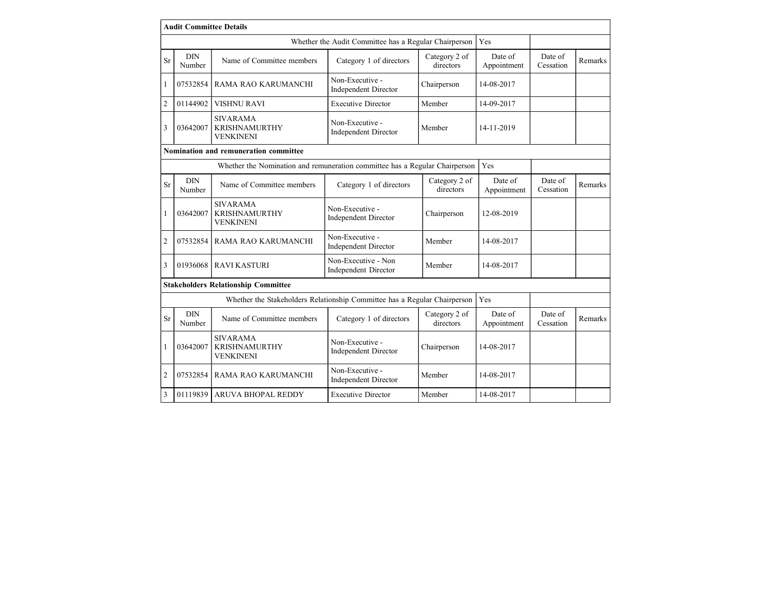### Audit Committee Details

| Whether the Audit Committee has a Regular Chairperson | Yes |
|---|---|

| Sr | DIN Number | Name of Committee members | Category 1 of directors | Category 2 of directors | Date of Appointment | Date of Cessation | Remarks |
|---|---|---|---|---|---|---|---|
| 1 | 07532854 | RAMA RAO KARUMANCHI | Non-Executive - Independent Director | Chairperson | 14-08-2017 | | |
| 2 | 01144902 | VISHNU RAVI | Executive Director | Member | 14-09-2017 | | |
| 3 | 03642007 | SIVARAMA KRISHNAMURTHY VENKINENI | Non-Executive - Independent Director | Member | 14-11-2019 | | |

### Nomination and remuneration committee

| Whether the Nomination and remuneration committee has a Regular Chairperson | Yes |
|---|---|

| Sr | DIN Number | Name of Committee members | Category 1 of directors | Category 2 of directors | Date of Appointment | Date of Cessation | Remarks |
|---|---|---|---|---|---|---|---|
| 1 | 03642007 | SIVARAMA KRISHNAMURTHY VENKINENI | Non-Executive - Independent Director | Chairperson | 12-08-2019 | | |
| 2 | 07532854 | RAMA RAO KARUMANCHI | Non-Executive - Independent Director | Member | 14-08-2017 | | |
| 3 | 01936068 | RAVI KASTURI | Non-Executive - Non Independent Director | Member | 14-08-2017 | | |

### Stakeholders Relationship Committee

| Whether the Stakeholders Relationship Committee has a Regular Chairperson | Yes |
|---|---|

| Sr | DIN Number | Name of Committee members | Category 1 of directors | Category 2 of directors | Date of Appointment | Date of Cessation | Remarks |
|---|---|---|---|---|---|---|---|
| 1 | 03642007 | SIVARAMA KRISHNAMURTHY VENKINENI | Non-Executive - Independent Director | Chairperson | 14-08-2017 | | |
| 2 | 07532854 | RAMA RAO KARUMANCHI | Non-Executive - Independent Director | Member | 14-08-2017 | | |
| 3 | 01119839 | ARUVA BHOPAL REDDY | Executive Director | Member | 14-08-2017 | | |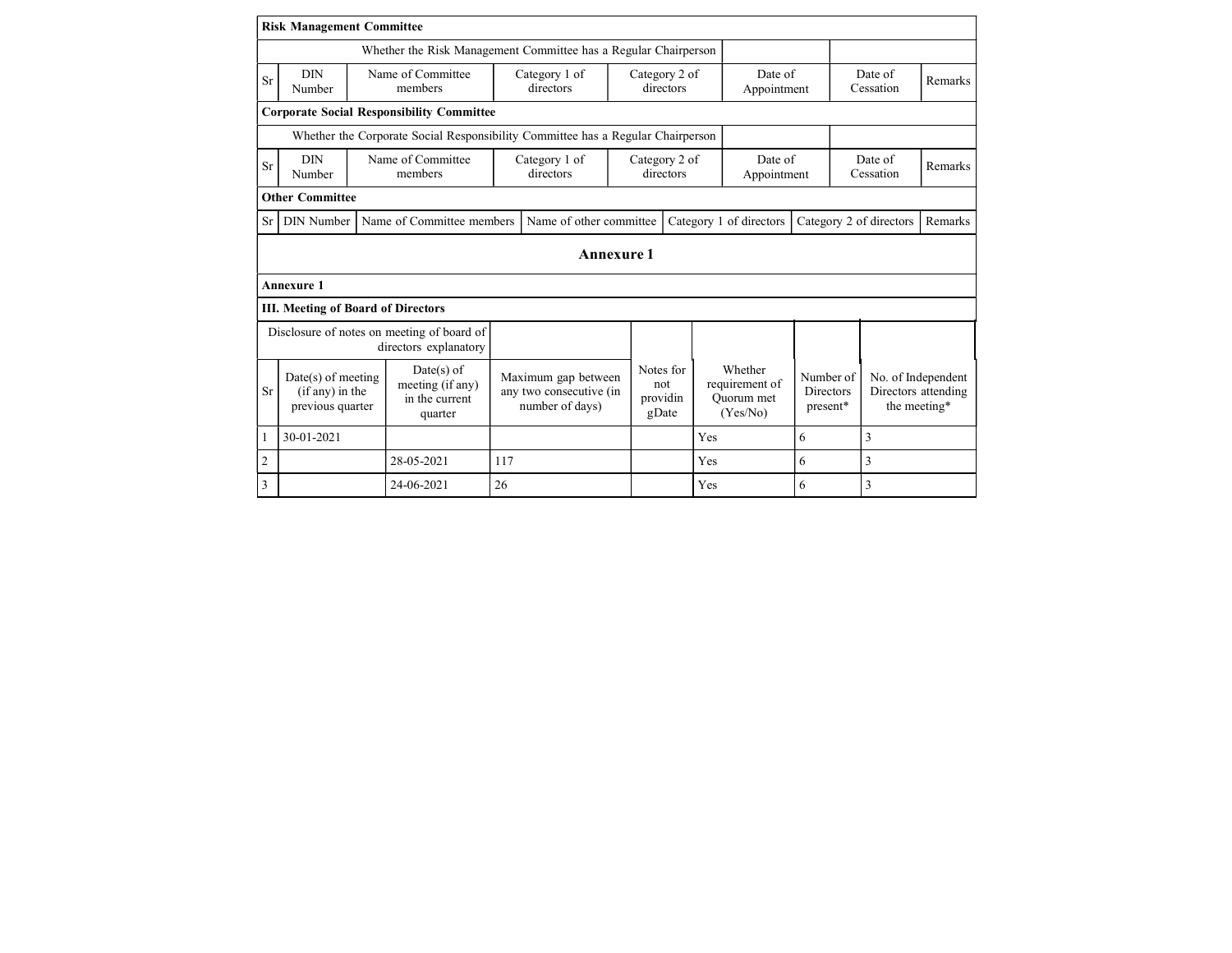**Risk Management Committee**

| Whether the Risk Management Committee has a Regular Chairperson | | |
|---|---|---|

| Sr | DIN Number | Name of Committee members | Category 1 of directors | Category 2 of directors | Date of Appointment | Date of Cessation | Remarks |
|---|---|---|---|---|---|---|---|

**Corporate Social Responsibility Committee**

| Whether the Corporate Social Responsibility Committee has a Regular Chairperson | | |
|---|---|---|

| Sr | DIN Number | Name of Committee members | Category 1 of directors | Category 2 of directors | Date of Appointment | Date of Cessation | Remarks |
|---|---|---|---|---|---|---|---|

**Other Committee**

| Sr | DIN Number | Name of Committee members | Name of other committee | Category 1 of directors | Category 2 of directors | Remarks |
|---|---|---|---|---|---|---|

## Annexure 1

**Annexure 1**

**III. Meeting of Board of Directors**

| Disclosure of notes on meeting of board of directors explanatory | |
|---|---|

| Sr | Date(s) of meeting (if any) in the previous quarter | Date(s) of meeting (if any) in the current quarter | Maximum gap between any two consecutive (in number of days) | Notes for not providin gDate | Whether requirement of Quorum met (Yes/No) | Number of Directors present* | No. of Independent Directors attending the meeting* |
|---|---|---|---|---|---|---|---|
| 1 | 30-01-2021 | | | | Yes | 6 | 3 |
| 2 | | 28-05-2021 | 117 | | Yes | 6 | 3 |
| 3 | | 24-06-2021 | 26 | | Yes | 6 | 3 |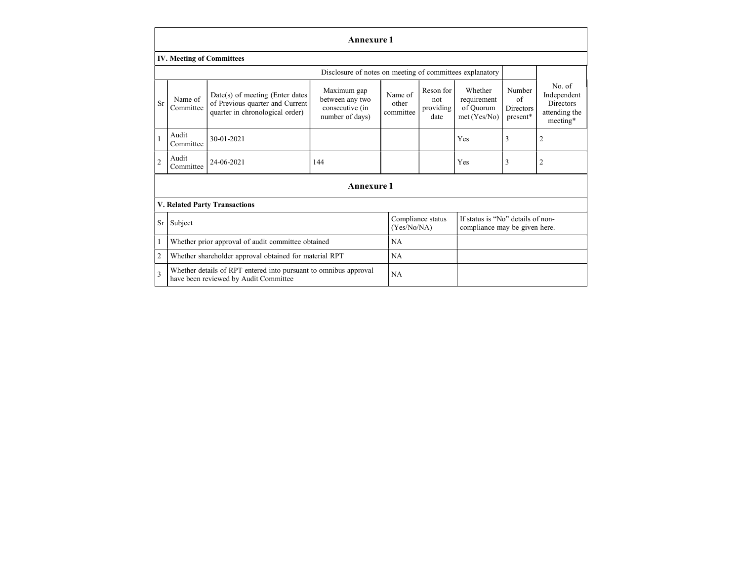## Annexure 1

### IV. Meeting of Committees

Disclosure of notes on meeting of committees explanatory

| Sr | Name of Committee | Date(s) of meeting (Enter dates of Previous quarter and Current quarter in chronological order) | Maximum gap between any two consecutive (in number of days) | Name of other committee | Reson for not providing date | Whether requirement of Quorum met (Yes/No) | Number of Directors present* | No. of Independent Directors attending the meeting* |
|---|---|---|---|---|---|---|---|---|
| 1 | Audit Committee | 30-01-2021 | | | | Yes | 3 | 2 |
| 2 | Audit Committee | 24-06-2021 | 144 | | | Yes | 3 | 2 |

## Annexure 1

### V. Related Party Transactions

| Sr | Subject | Compliance status (Yes/No/NA) | If status is "No" details of non-compliance may be given here. |
|---|---|---|---|
| 1 | Whether prior approval of audit committee obtained | NA | |
| 2 | Whether shareholder approval obtained for material RPT | NA | |
| 3 | Whether details of RPT entered into pursuant to omnibus approval have been reviewed by Audit Committee | NA | |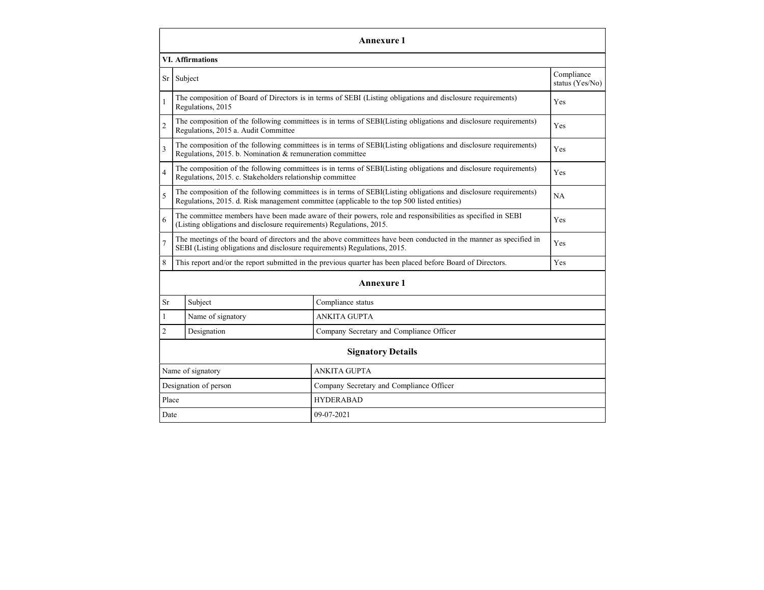## Annexure 1

### VI. Affirmations

| Sr | Subject | Compliance status (Yes/No) |
|---|---|---|
| 1 | The composition of Board of Directors is in terms of SEBI (Listing obligations and disclosure requirements) Regulations, 2015 | Yes |
| 2 | The composition of the following committees is in terms of SEBI(Listing obligations and disclosure requirements) Regulations, 2015 a. Audit Committee | Yes |
| 3 | The composition of the following committees is in terms of SEBI(Listing obligations and disclosure requirements) Regulations, 2015. b. Nomination & remuneration committee | Yes |
| 4 | The composition of the following committees is in terms of SEBI(Listing obligations and disclosure requirements) Regulations, 2015. c. Stakeholders relationship committee | Yes |
| 5 | The composition of the following committees is in terms of SEBI(Listing obligations and disclosure requirements) Regulations, 2015. d. Risk management committee (applicable to the top 500 listed entities) | NA |
| 6 | The committee members have been made aware of their powers, role and responsibilities as specified in SEBI (Listing obligations and disclosure requirements) Regulations, 2015. | Yes |
| 7 | The meetings of the board of directors and the above committees have been conducted in the manner as specified in SEBI (Listing obligations and disclosure requirements) Regulations, 2015. | Yes |
| 8 | This report and/or the report submitted in the previous quarter has been placed before Board of Directors. | Yes |

## Annexure 1

| Sr | Subject | Compliance status |
|---|---|---|
| 1 | Name of signatory | ANKITA GUPTA |
| 2 | Designation | Company Secretary and Compliance Officer |

## Signatory Details

| | |
|---|---|
| Name of signatory | ANKITA GUPTA |
| Designation of person | Company Secretary and Compliance Officer |
| Place | HYDERABAD |
| Date | 09-07-2021 |